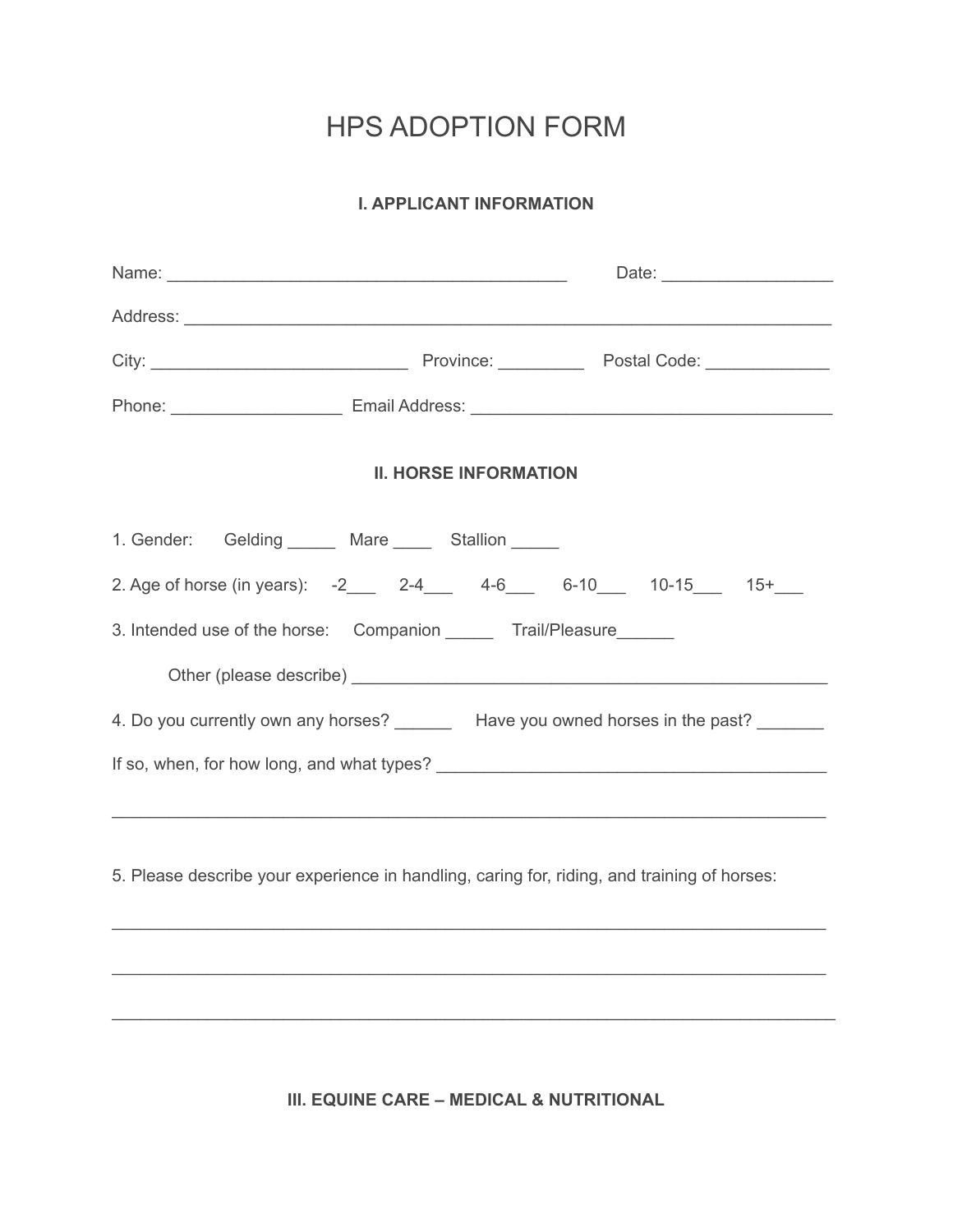# HPS ADOPTION FORM

## I. APPLICANT INFORMATION

Name: ___________________________________________ Date: __________________

Address: ______________________________________________________________________

City: ___________________________ Province: _________ Postal Code: _____________

Phone: __________________ Email Address: _______________________________________

## II. HORSE INFORMATION

1. Gender: Gelding _____ Mare ____ Stallion _____

2. Age of horse (in years): -2___ 2-4___ 4-6___ 6-10___ 10-15___ 15+___

3. Intended use of the horse: Companion _____ Trail/Pleasure______

   Other (please describe) ___________________________________________________

4. Do you currently own any horses? ______ Have you owned horses in the past? _______

If so, when, for how long, and what types? ______________________________________

_____________________________________________________________________________

5. Please describe your experience in handling, caring for, riding, and training of horses:

_____________________________________________________________________________

_____________________________________________________________________________

_____________________________________________________________________________

## III. EQUINE CARE – MEDICAL & NUTRITIONAL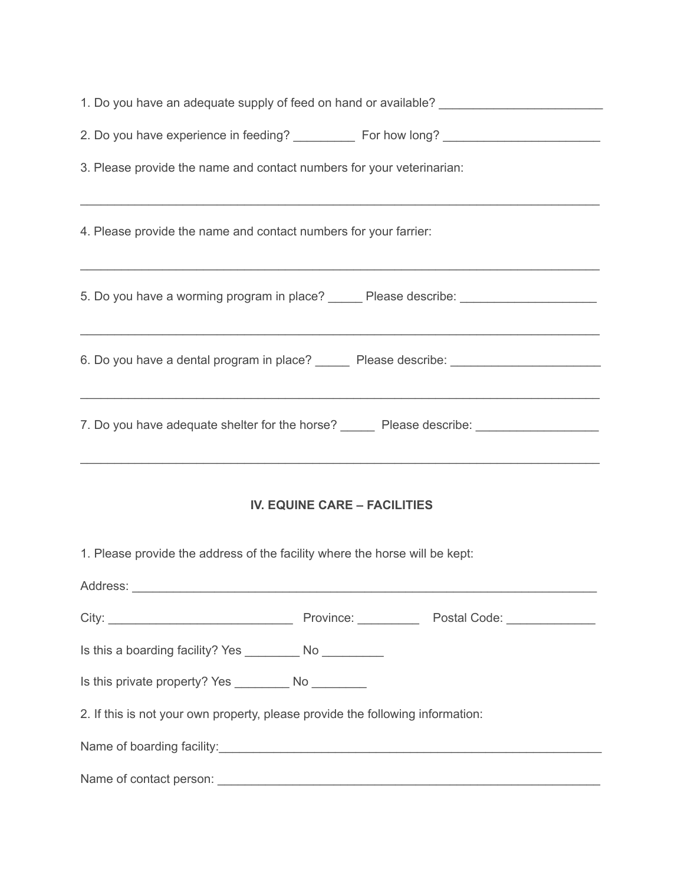1. Do you have an adequate supply of feed on hand or available? ________________________

2. Do you have experience in feeding? _________ For how long? _______________________

3. Please provide the name and contact numbers for your veterinarian:

_____________________________________________________________________________

4. Please provide the name and contact numbers for your farrier:

_____________________________________________________________________________

5. Do you have a worming program in place? _____ Please describe: ____________________

_____________________________________________________________________________

6. Do you have a dental program in place? _____ Please describe: ______________________

_____________________________________________________________________________

7. Do you have adequate shelter for the horse? _____ Please describe: __________________

_____________________________________________________________________________

## IV. EQUINE CARE – FACILITIES

1. Please provide the address of the facility where the horse will be kept:

Address: _______________________________________________________________________

City: ___________________________ Province: _________ Postal Code: _____________

Is this a boarding facility? Yes ________ No _________

Is this private property? Yes ________ No ________

2. If this is not your own property, please provide the following information:

Name of boarding facility:___________________________________________________________

Name of contact person: ___________________________________________________________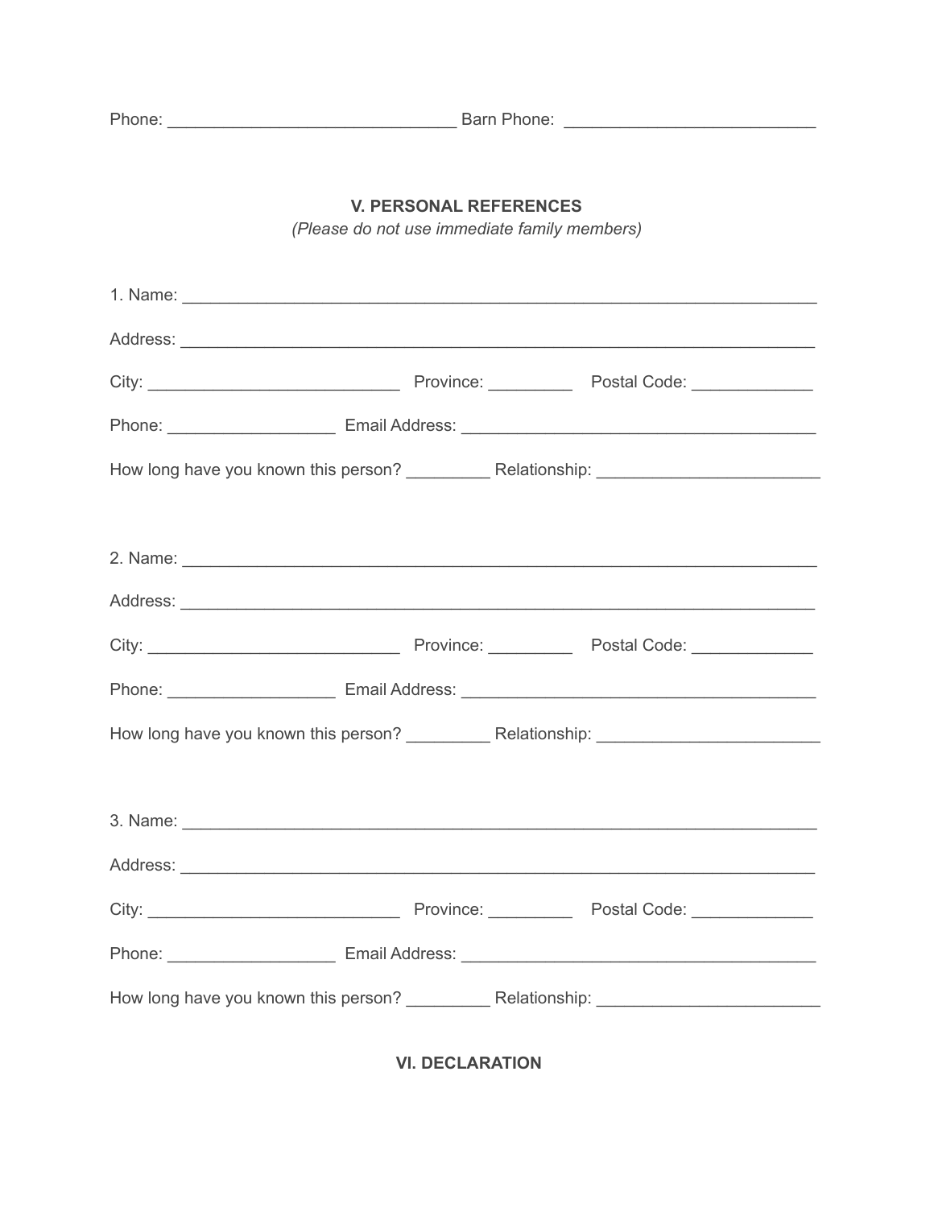Phone: ______________________________ Barn Phone: __________________________

## V. PERSONAL REFERENCES

*(Please do not use immediate family members)*

1. Name: ___________________________________________________________________

Address: ___________________________________________________________________

City: __________________________ Province: _________ Postal Code: _____________

Phone: _________________ Email Address: _____________________________________

How long have you known this person? _________ Relationship: ______________________

2. Name: ___________________________________________________________________

Address: ___________________________________________________________________

City: __________________________ Province: _________ Postal Code: _____________

Phone: _________________ Email Address: _____________________________________

How long have you known this person? _________ Relationship: ______________________

3. Name: ___________________________________________________________________

Address: ___________________________________________________________________

City: __________________________ Province: _________ Postal Code: _____________

Phone: _________________ Email Address: _____________________________________

How long have you known this person? _________ Relationship: ______________________

## VI. DECLARATION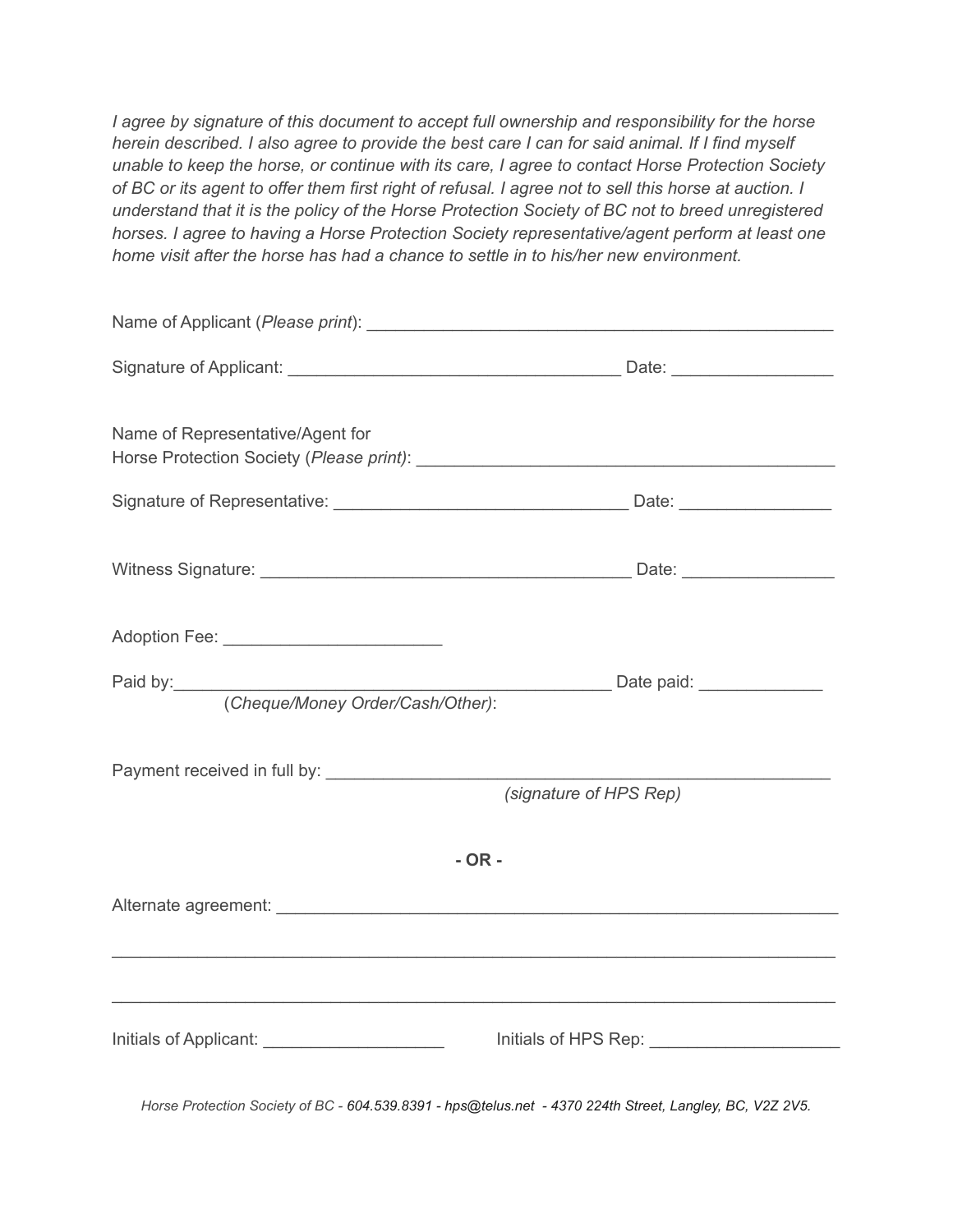*I agree by signature of this document to accept full ownership and responsibility for the horse herein described. I also agree to provide the best care I can for said animal. If I find myself unable to keep the horse, or continue with its care, I agree to contact Horse Protection Society of BC or its agent to offer them first right of refusal. I agree not to sell this horse at auction. I understand that it is the policy of the Horse Protection Society of BC not to breed unregistered horses. I agree to having a Horse Protection Society representative/agent perform at least one home visit after the horse has had a chance to settle in to his/her new environment.*

Name of Applicant (*Please print*): ___________________________________________________

Signature of Applicant: ___________________________________ Date: _________________

Name of Representative/Agent for
Horse Protection Society (*Please print)*: _____________________________________________

Signature of Representative: _______________________________ Date: ________________

Witness Signature: _______________________________________ Date: ________________

Adoption Fee: _______________________

Paid by:_______________________________________________ Date paid: _____________
(*Cheque/Money Order/Cash/Other)*:

Payment received in full by: ______________________________________________________
*(signature of HPS Rep)*

**- OR -**

Alternate agreement: ____________________________________________________________

___________________________________________________________________________

___________________________________________________________________________

Initials of Applicant: ___________________ Initials of HPS Rep: ____________________

*Horse Protection Society of BC - 604.539.8391 - hps@telus.net - 4370 224th Street, Langley, BC, V2Z 2V5.*